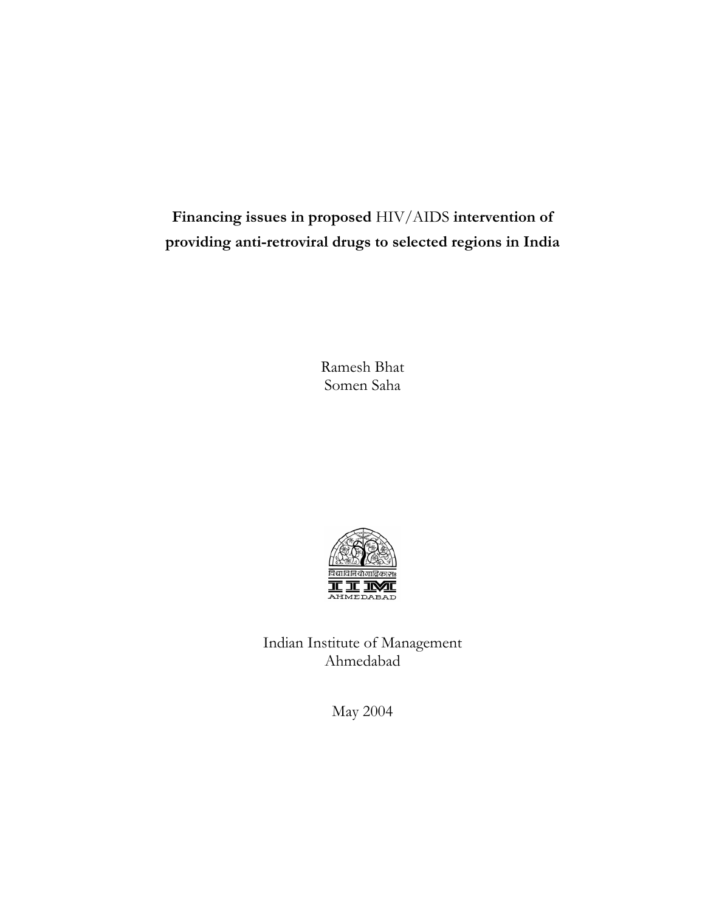# **Financing issues in proposed** HIV/AIDS **intervention of providing anti-retroviral drugs to selected regions in India**

Ramesh Bhat
Somen Saha

Indian Institute of Management
Ahmedabad

May 2004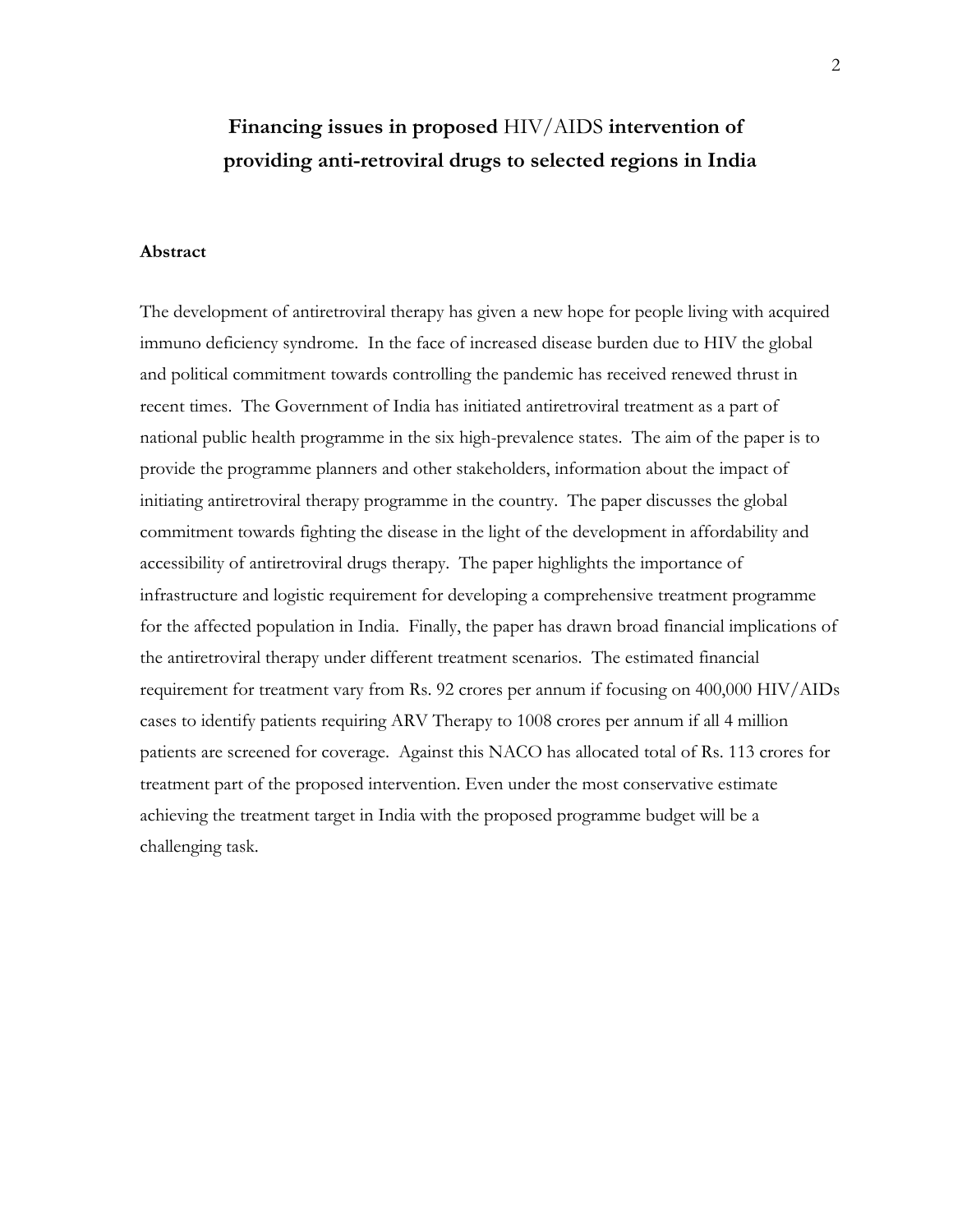# **Financing issues in proposed** HIV/AIDS **intervention of providing anti-retroviral drugs to selected regions in India**

### Abstract

The development of antiretroviral therapy has given a new hope for people living with acquired immuno deficiency syndrome. In the face of increased disease burden due to HIV the global and political commitment towards controlling the pandemic has received renewed thrust in recent times. The Government of India has initiated antiretroviral treatment as a part of national public health programme in the six high-prevalence states. The aim of the paper is to provide the programme planners and other stakeholders, information about the impact of initiating antiretroviral therapy programme in the country. The paper discusses the global commitment towards fighting the disease in the light of the development in affordability and accessibility of antiretroviral drugs therapy. The paper highlights the importance of infrastructure and logistic requirement for developing a comprehensive treatment programme for the affected population in India. Finally, the paper has drawn broad financial implications of the antiretroviral therapy under different treatment scenarios. The estimated financial requirement for treatment vary from Rs. 92 crores per annum if focusing on 400,000 HIV/AIDs cases to identify patients requiring ARV Therapy to 1008 crores per annum if all 4 million patients are screened for coverage. Against this NACO has allocated total of Rs. 113 crores for treatment part of the proposed intervention. Even under the most conservative estimate achieving the treatment target in India with the proposed programme budget will be a challenging task.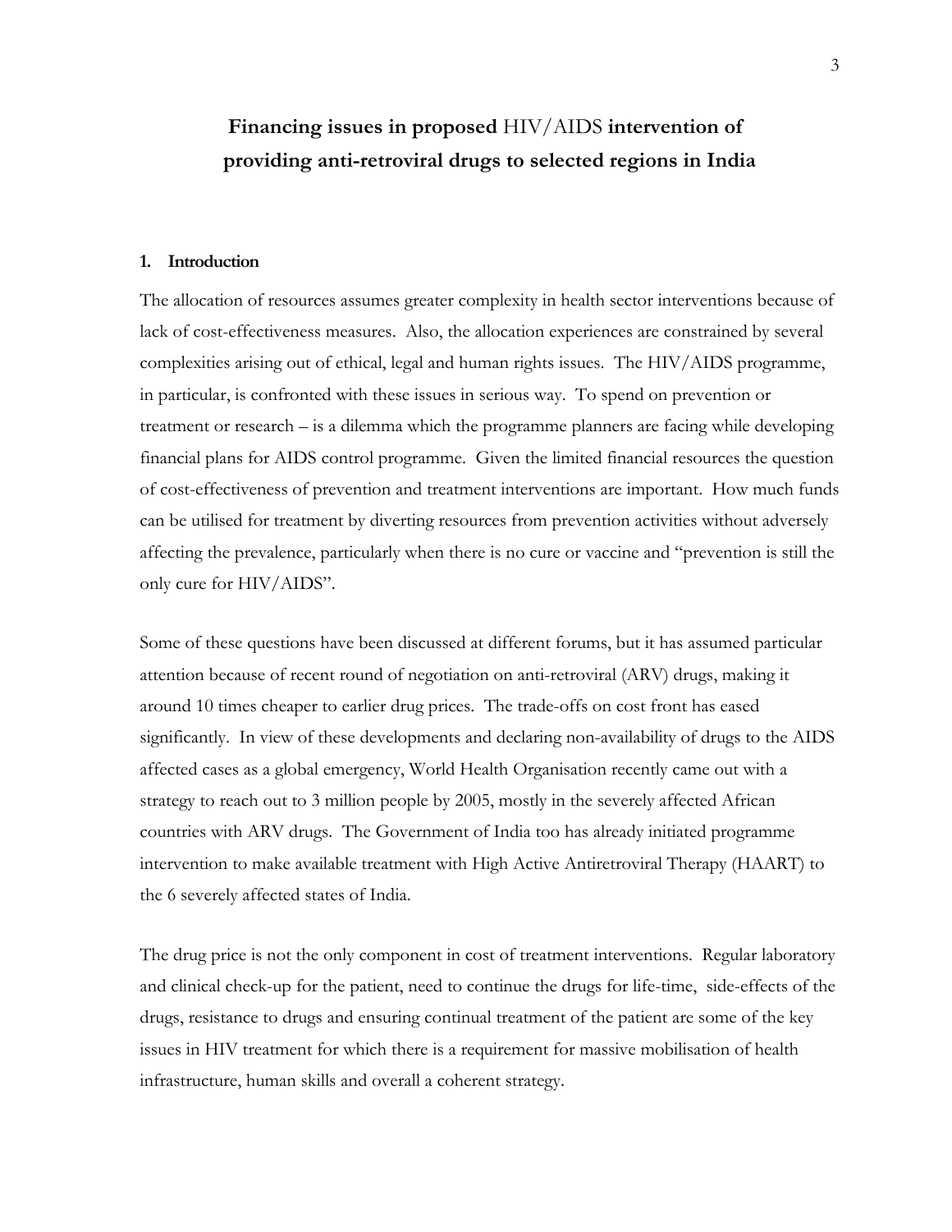# Financing issues in proposed HIV/AIDS intervention of providing anti-retroviral drugs to selected regions in India

## 1. Introduction

The allocation of resources assumes greater complexity in health sector interventions because of lack of cost-effectiveness measures. Also, the allocation experiences are constrained by several complexities arising out of ethical, legal and human rights issues. The HIV/AIDS programme, in particular, is confronted with these issues in serious way. To spend on prevention or treatment or research – is a dilemma which the programme planners are facing while developing financial plans for AIDS control programme. Given the limited financial resources the question of cost-effectiveness of prevention and treatment interventions are important. How much funds can be utilised for treatment by diverting resources from prevention activities without adversely affecting the prevalence, particularly when there is no cure or vaccine and "prevention is still the only cure for HIV/AIDS".

Some of these questions have been discussed at different forums, but it has assumed particular attention because of recent round of negotiation on anti-retroviral (ARV) drugs, making it around 10 times cheaper to earlier drug prices. The trade-offs on cost front has eased significantly. In view of these developments and declaring non-availability of drugs to the AIDS affected cases as a global emergency, World Health Organisation recently came out with a strategy to reach out to 3 million people by 2005, mostly in the severely affected African countries with ARV drugs. The Government of India too has already initiated programme intervention to make available treatment with High Active Antiretroviral Therapy (HAART) to the 6 severely affected states of India.

The drug price is not the only component in cost of treatment interventions. Regular laboratory and clinical check-up for the patient, need to continue the drugs for life-time, side-effects of the drugs, resistance to drugs and ensuring continual treatment of the patient are some of the key issues in HIV treatment for which there is a requirement for massive mobilisation of health infrastructure, human skills and overall a coherent strategy.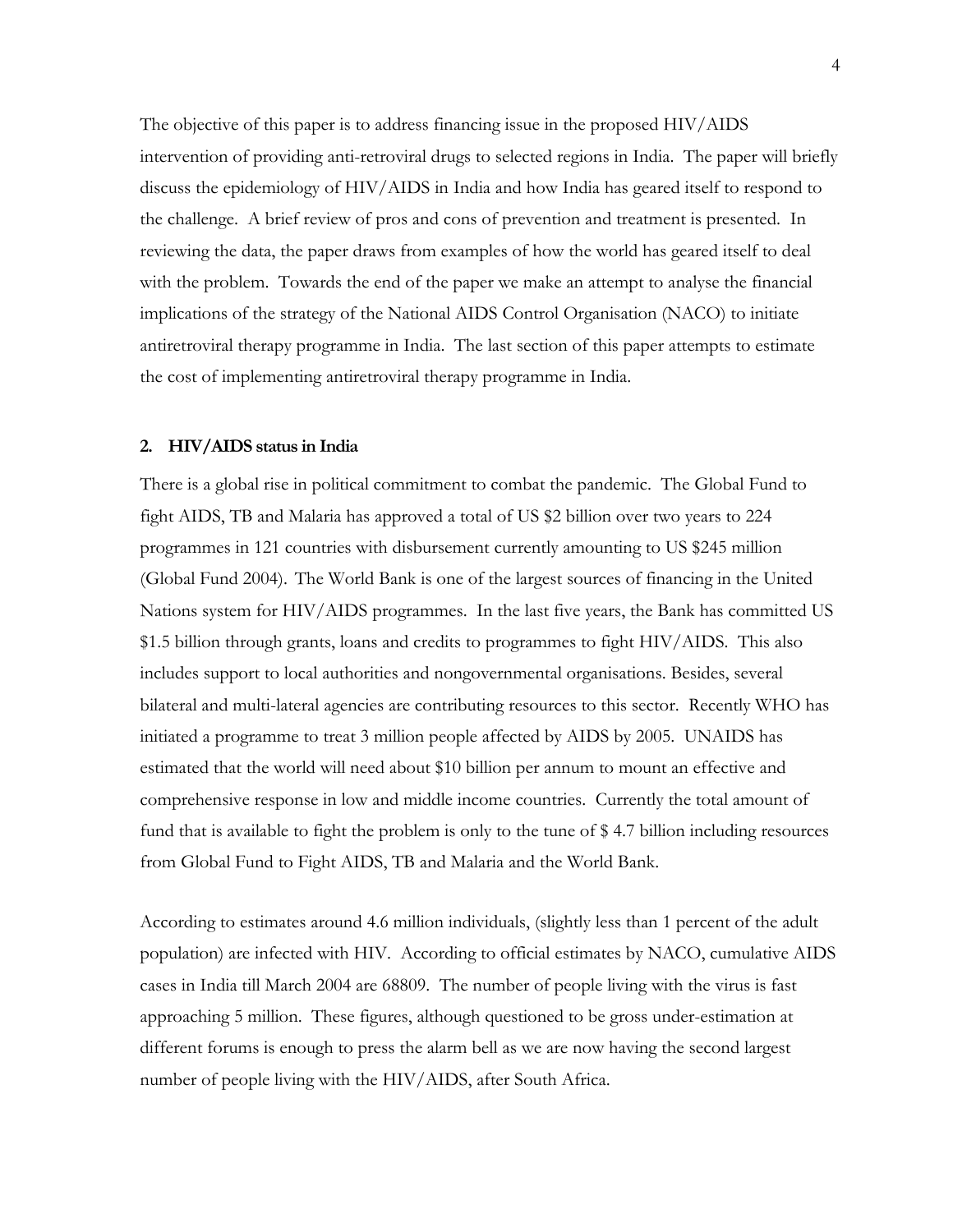The objective of this paper is to address financing issue in the proposed HIV/AIDS intervention of providing anti-retroviral drugs to selected regions in India. The paper will briefly discuss the epidemiology of HIV/AIDS in India and how India has geared itself to respond to the challenge. A brief review of pros and cons of prevention and treatment is presented. In reviewing the data, the paper draws from examples of how the world has geared itself to deal with the problem. Towards the end of the paper we make an attempt to analyse the financial implications of the strategy of the National AIDS Control Organisation (NACO) to initiate antiretroviral therapy programme in India. The last section of this paper attempts to estimate the cost of implementing antiretroviral therapy programme in India.

## 2. HIV/AIDS status in India

There is a global rise in political commitment to combat the pandemic. The Global Fund to fight AIDS, TB and Malaria has approved a total of US $2 billion over two years to 224 programmes in 121 countries with disbursement currently amounting to US $245 million (Global Fund 2004). The World Bank is one of the largest sources of financing in the United Nations system for HIV/AIDS programmes. In the last five years, the Bank has committed US $1.5 billion through grants, loans and credits to programmes to fight HIV/AIDS. This also includes support to local authorities and nongovernmental organisations. Besides, several bilateral and multi-lateral agencies are contributing resources to this sector. Recently WHO has initiated a programme to treat 3 million people affected by AIDS by 2005. UNAIDS has estimated that the world will need about $10 billion per annum to mount an effective and comprehensive response in low and middle income countries. Currently the total amount of fund that is available to fight the problem is only to the tune of $ 4.7 billion including resources from Global Fund to Fight AIDS, TB and Malaria and the World Bank.

According to estimates around 4.6 million individuals, (slightly less than 1 percent of the adult population) are infected with HIV. According to official estimates by NACO, cumulative AIDS cases in India till March 2004 are 68809. The number of people living with the virus is fast approaching 5 million. These figures, although questioned to be gross under-estimation at different forums is enough to press the alarm bell as we are now having the second largest number of people living with the HIV/AIDS, after South Africa.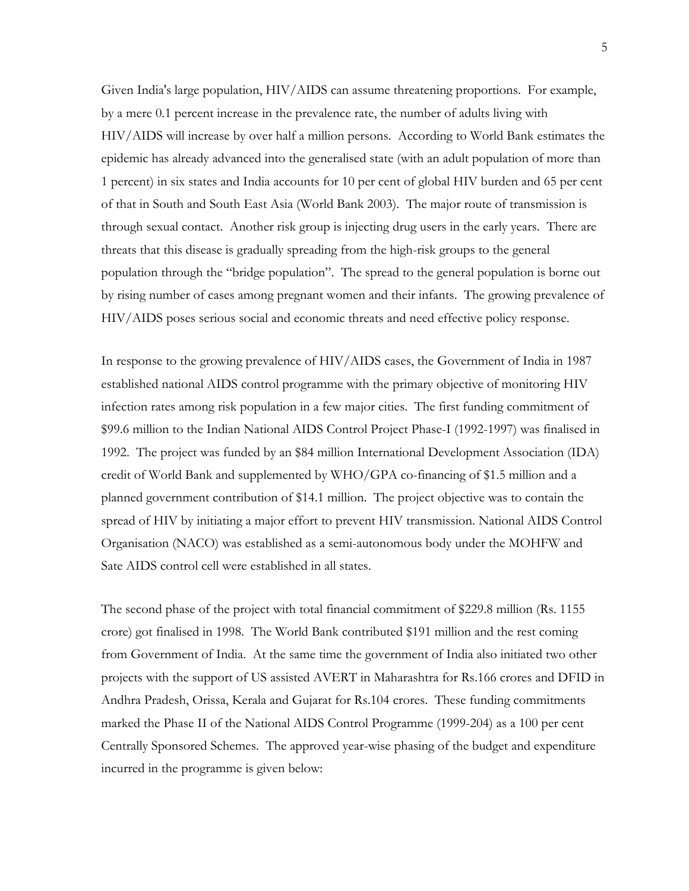Given India's large population, HIV/AIDS can assume threatening proportions. For example, by a mere 0.1 percent increase in the prevalence rate, the number of adults living with HIV/AIDS will increase by over half a million persons. According to World Bank estimates the epidemic has already advanced into the generalised state (with an adult population of more than 1 percent) in six states and India accounts for 10 per cent of global HIV burden and 65 per cent of that in South and South East Asia (World Bank 2003). The major route of transmission is through sexual contact. Another risk group is injecting drug users in the early years. There are threats that this disease is gradually spreading from the high-risk groups to the general population through the "bridge population". The spread to the general population is borne out by rising number of cases among pregnant women and their infants. The growing prevalence of HIV/AIDS poses serious social and economic threats and need effective policy response.

In response to the growing prevalence of HIV/AIDS cases, the Government of India in 1987 established national AIDS control programme with the primary objective of monitoring HIV infection rates among risk population in a few major cities. The first funding commitment of \$99.6 million to the Indian National AIDS Control Project Phase-I (1992-1997) was finalised in 1992. The project was funded by an \$84 million International Development Association (IDA) credit of World Bank and supplemented by WHO/GPA co-financing of \$1.5 million and a planned government contribution of \$14.1 million. The project objective was to contain the spread of HIV by initiating a major effort to prevent HIV transmission. National AIDS Control Organisation (NACO) was established as a semi-autonomous body under the MOHFW and Sate AIDS control cell were established in all states.

The second phase of the project with total financial commitment of \$229.8 million (Rs. 1155 crore) got finalised in 1998. The World Bank contributed \$191 million and the rest coming from Government of India. At the same time the government of India also initiated two other projects with the support of US assisted AVERT in Maharashtra for Rs.166 crores and DFID in Andhra Pradesh, Orissa, Kerala and Gujarat for Rs.104 crores. These funding commitments marked the Phase II of the National AIDS Control Programme (1999-204) as a 100 per cent Centrally Sponsored Schemes. The approved year-wise phasing of the budget and expenditure incurred in the programme is given below: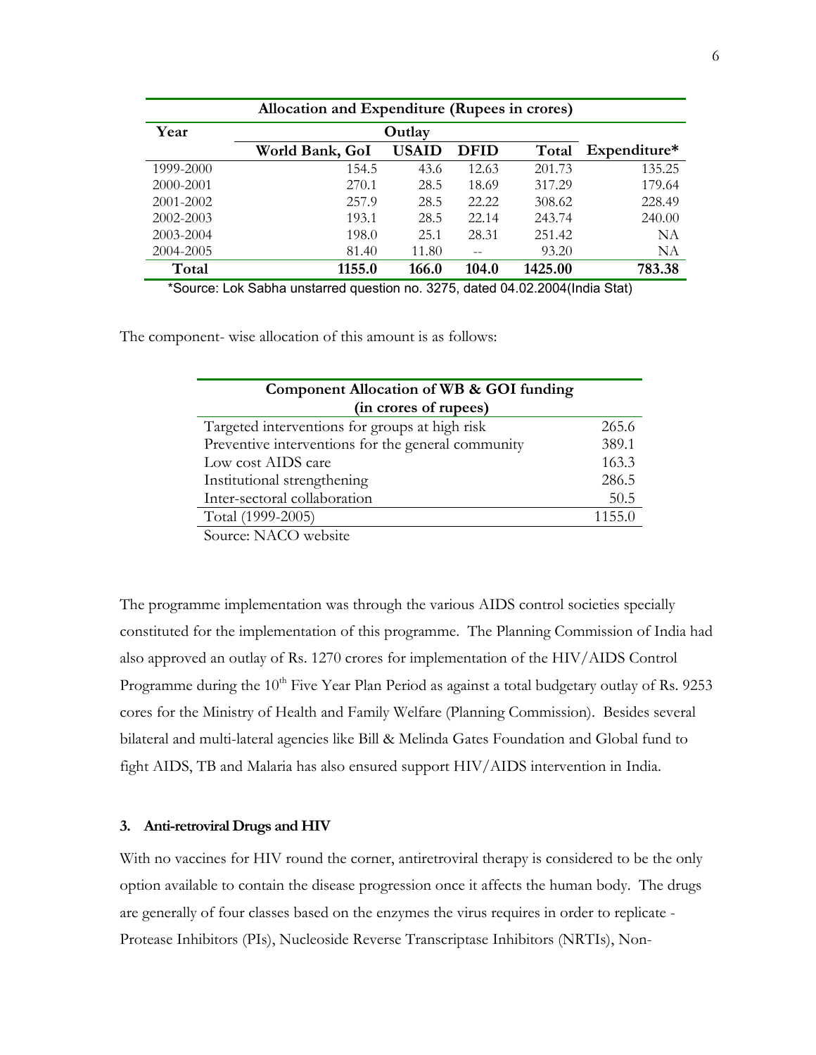| Allocation and Expenditure (Rupees in crores) | | | | | |
|---|---|---|---|---|---|
| **Year** | **Outlay** | | | | |
| | **World Bank, GoI** | **USAID** | **DFID** | **Total** | **Expenditure*** |
| 1999-2000 | 154.5 | 43.6 | 12.63 | 201.73 | 135.25 |
| 2000-2001 | 270.1 | 28.5 | 18.69 | 317.29 | 179.64 |
| 2001-2002 | 257.9 | 28.5 | 22.22 | 308.62 | 228.49 |
| 2002-2003 | 193.1 | 28.5 | 22.14 | 243.74 | 240.00 |
| 2003-2004 | 198.0 | 25.1 | 28.31 | 251.42 | NA |
| 2004-2005 | 81.40 | 11.80 | -- | 93.20 | NA |
| **Total** | **1155.0** | **166.0** | **104.0** | **1425.00** | **783.38** |

*Source: Lok Sabha unstarred question no. 3275, dated 04.02.2004(India Stat)

The component- wise allocation of this amount is as follows:

| Component Allocation of WB & GOI funding (in crores of rupees) | |
|---|---|
| Targeted interventions for groups at high risk | 265.6 |
| Preventive interventions for the general community | 389.1 |
| Low cost AIDS care | 163.3 |
| Institutional strengthening | 286.5 |
| Inter-sectoral collaboration | 50.5 |
| Total (1999-2005) | 1155.0 |

Source: NACO website

The programme implementation was through the various AIDS control societies specially constituted for the implementation of this programme. The Planning Commission of India had also approved an outlay of Rs. 1270 crores for implementation of the HIV/AIDS Control Programme during the 10th Five Year Plan Period as against a total budgetary outlay of Rs. 9253 cores for the Ministry of Health and Family Welfare (Planning Commission). Besides several bilateral and multi-lateral agencies like Bill & Melinda Gates Foundation and Global fund to fight AIDS, TB and Malaria has also ensured support HIV/AIDS intervention in India.

### 3. Anti-retroviral Drugs and HIV

With no vaccines for HIV round the corner, antiretroviral therapy is considered to be the only option available to contain the disease progression once it affects the human body. The drugs are generally of four classes based on the enzymes the virus requires in order to replicate - Protease Inhibitors (PIs), Nucleoside Reverse Transcriptase Inhibitors (NRTIs), Non-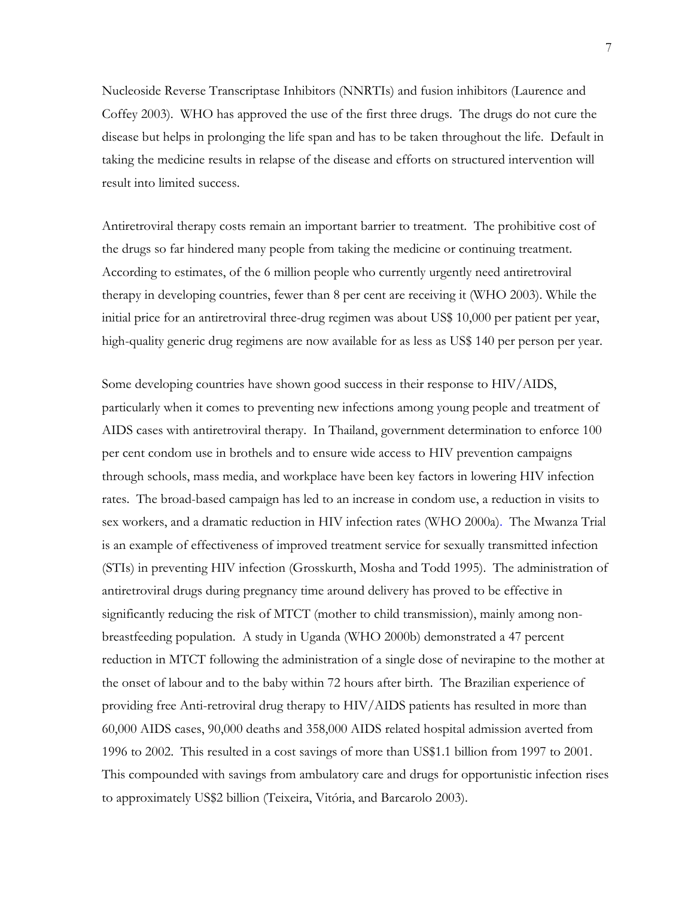Nucleoside Reverse Transcriptase Inhibitors (NNRTIs) and fusion inhibitors (Laurence and Coffey 2003). WHO has approved the use of the first three drugs. The drugs do not cure the disease but helps in prolonging the life span and has to be taken throughout the life. Default in taking the medicine results in relapse of the disease and efforts on structured intervention will result into limited success.

Antiretroviral therapy costs remain an important barrier to treatment. The prohibitive cost of the drugs so far hindered many people from taking the medicine or continuing treatment. According to estimates, of the 6 million people who currently urgently need antiretroviral therapy in developing countries, fewer than 8 per cent are receiving it (WHO 2003). While the initial price for an antiretroviral three-drug regimen was about US$ 10,000 per patient per year, high-quality generic drug regimens are now available for as less as US$ 140 per person per year.

Some developing countries have shown good success in their response to HIV/AIDS, particularly when it comes to preventing new infections among young people and treatment of AIDS cases with antiretroviral therapy. In Thailand, government determination to enforce 100 per cent condom use in brothels and to ensure wide access to HIV prevention campaigns through schools, mass media, and workplace have been key factors in lowering HIV infection rates. The broad-based campaign has led to an increase in condom use, a reduction in visits to sex workers, and a dramatic reduction in HIV infection rates (WHO 2000a). The Mwanza Trial is an example of effectiveness of improved treatment service for sexually transmitted infection (STIs) in preventing HIV infection (Grosskurth, Mosha and Todd 1995). The administration of antiretroviral drugs during pregnancy time around delivery has proved to be effective in significantly reducing the risk of MTCT (mother to child transmission), mainly among non-breastfeeding population. A study in Uganda (WHO 2000b) demonstrated a 47 percent reduction in MTCT following the administration of a single dose of nevirapine to the mother at the onset of labour and to the baby within 72 hours after birth. The Brazilian experience of providing free Anti-retroviral drug therapy to HIV/AIDS patients has resulted in more than 60,000 AIDS cases, 90,000 deaths and 358,000 AIDS related hospital admission averted from 1996 to 2002. This resulted in a cost savings of more than US$1.1 billion from 1997 to 2001. This compounded with savings from ambulatory care and drugs for opportunistic infection rises to approximately US$2 billion (Teixeira, Vitória, and Barcarolo 2003).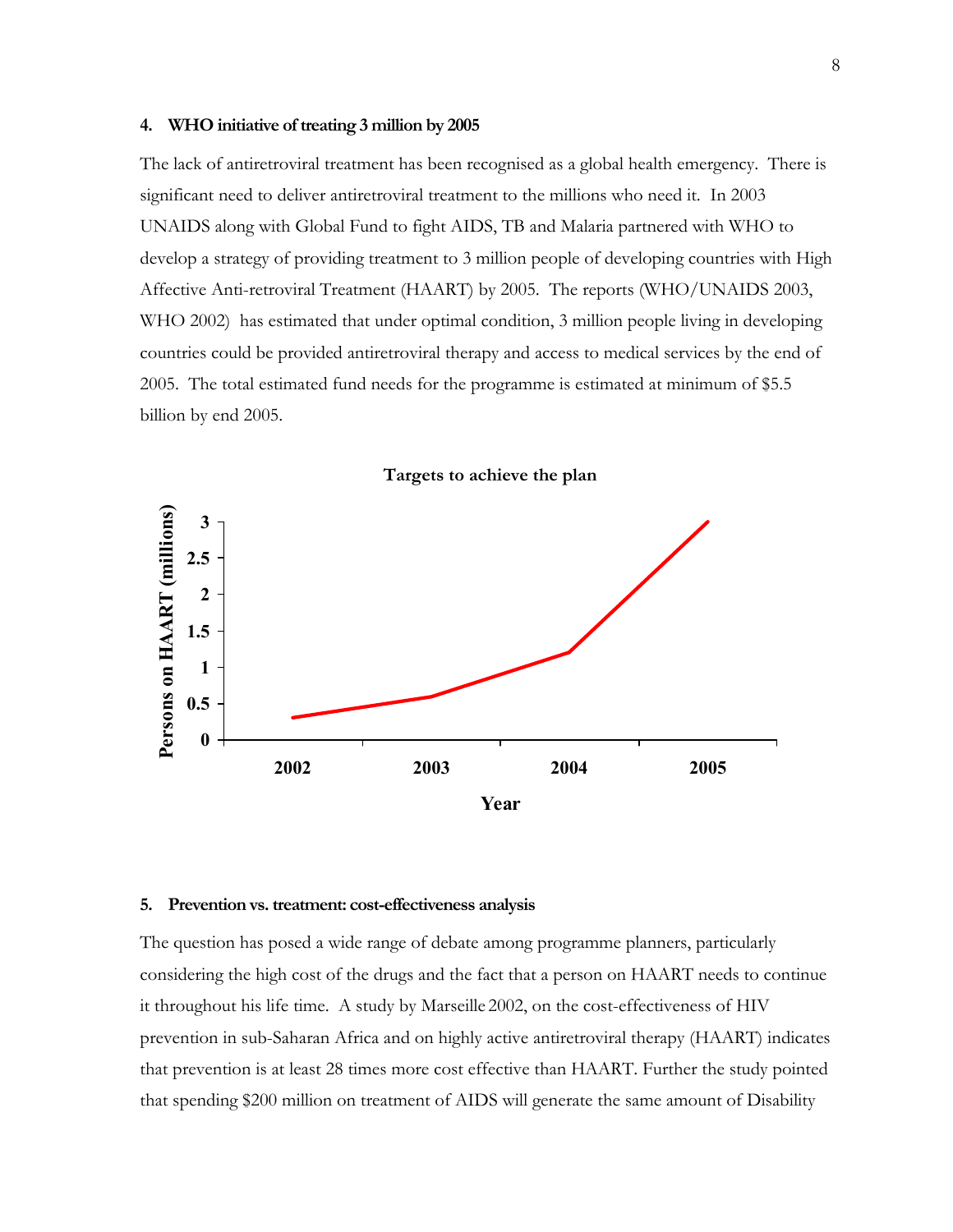#### 4. WHO initiative of treating 3 million by 2005

The lack of antiretroviral treatment has been recognised as a global health emergency. There is significant need to deliver antiretroviral treatment to the millions who need it. In 2003 UNAIDS along with Global Fund to fight AIDS, TB and Malaria partnered with WHO to develop a strategy of providing treatment to 3 million people of developing countries with High Affective Anti-retroviral Treatment (HAART) by 2005. The reports (WHO/UNAIDS 2003, WHO 2002) has estimated that under optimal condition, 3 million people living in developing countries could be provided antiretroviral therapy and access to medical services by the end of 2005. The total estimated fund needs for the programme is estimated at minimum of \$5.5 billion by end 2005.

**Targets to achieve the plan**

Persons on HAART (millions)

Year: 2002, 2003, 2004, 2005

#### 5. Prevention vs. treatment: cost-effectiveness analysis

The question has posed a wide range of debate among programme planners, particularly considering the high cost of the drugs and the fact that a person on HAART needs to continue it throughout his life time. A study by Marseille 2002, on the cost-effectiveness of HIV prevention in sub-Saharan Africa and on highly active antiretroviral therapy (HAART) indicates that prevention is at least 28 times more cost effective than HAART. Further the study pointed that spending \$200 million on treatment of AIDS will generate the same amount of Disability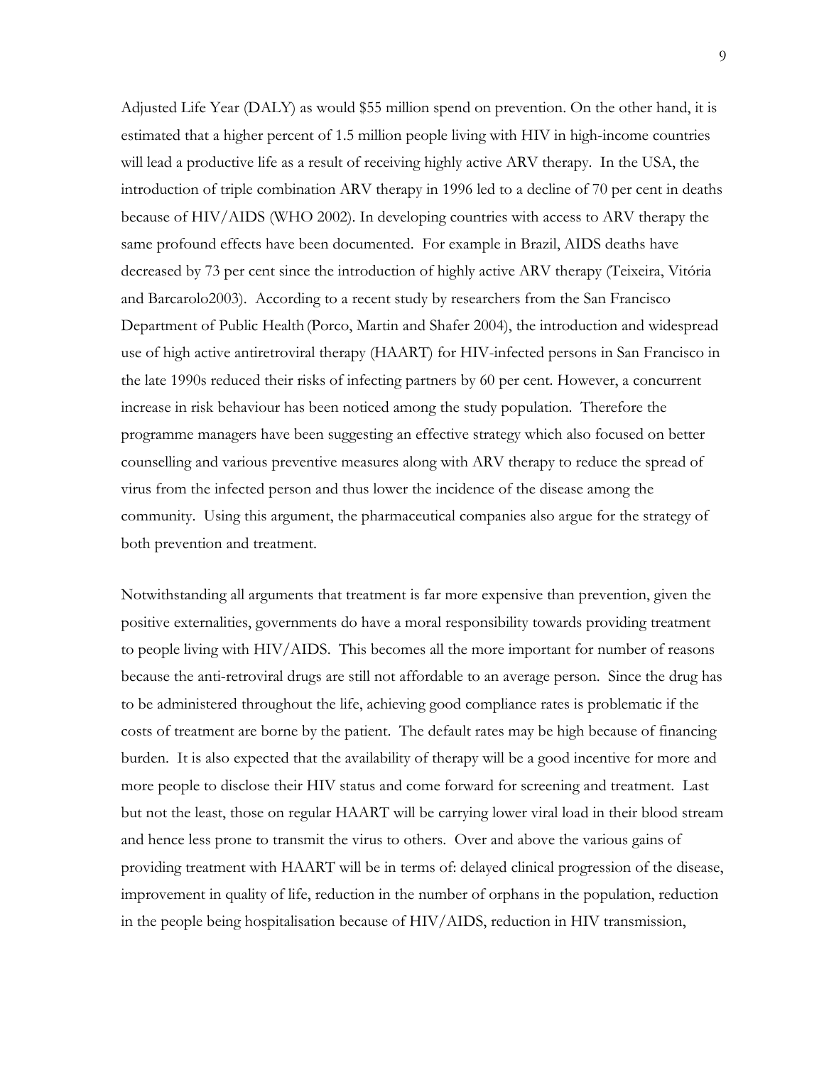Adjusted Life Year (DALY) as would $55 million spend on prevention. On the other hand, it is estimated that a higher percent of 1.5 million people living with HIV in high-income countries will lead a productive life as a result of receiving highly active ARV therapy. In the USA, the introduction of triple combination ARV therapy in 1996 led to a decline of 70 per cent in deaths because of HIV/AIDS (WHO 2002). In developing countries with access to ARV therapy the same profound effects have been documented. For example in Brazil, AIDS deaths have decreased by 73 per cent since the introduction of highly active ARV therapy (Teixeira, Vitória and Barcarolo2003). According to a recent study by researchers from the San Francisco Department of Public Health (Porco, Martin and Shafer 2004), the introduction and widespread use of high active antiretroviral therapy (HAART) for HIV-infected persons in San Francisco in the late 1990s reduced their risks of infecting partners by 60 per cent. However, a concurrent increase in risk behaviour has been noticed among the study population. Therefore the programme managers have been suggesting an effective strategy which also focused on better counselling and various preventive measures along with ARV therapy to reduce the spread of virus from the infected person and thus lower the incidence of the disease among the community. Using this argument, the pharmaceutical companies also argue for the strategy of both prevention and treatment.

Notwithstanding all arguments that treatment is far more expensive than prevention, given the positive externalities, governments do have a moral responsibility towards providing treatment to people living with HIV/AIDS. This becomes all the more important for number of reasons because the anti-retroviral drugs are still not affordable to an average person. Since the drug has to be administered throughout the life, achieving good compliance rates is problematic if the costs of treatment are borne by the patient. The default rates may be high because of financing burden. It is also expected that the availability of therapy will be a good incentive for more and more people to disclose their HIV status and come forward for screening and treatment. Last but not the least, those on regular HAART will be carrying lower viral load in their blood stream and hence less prone to transmit the virus to others. Over and above the various gains of providing treatment with HAART will be in terms of: delayed clinical progression of the disease, improvement in quality of life, reduction in the number of orphans in the population, reduction in the people being hospitalisation because of HIV/AIDS, reduction in HIV transmission,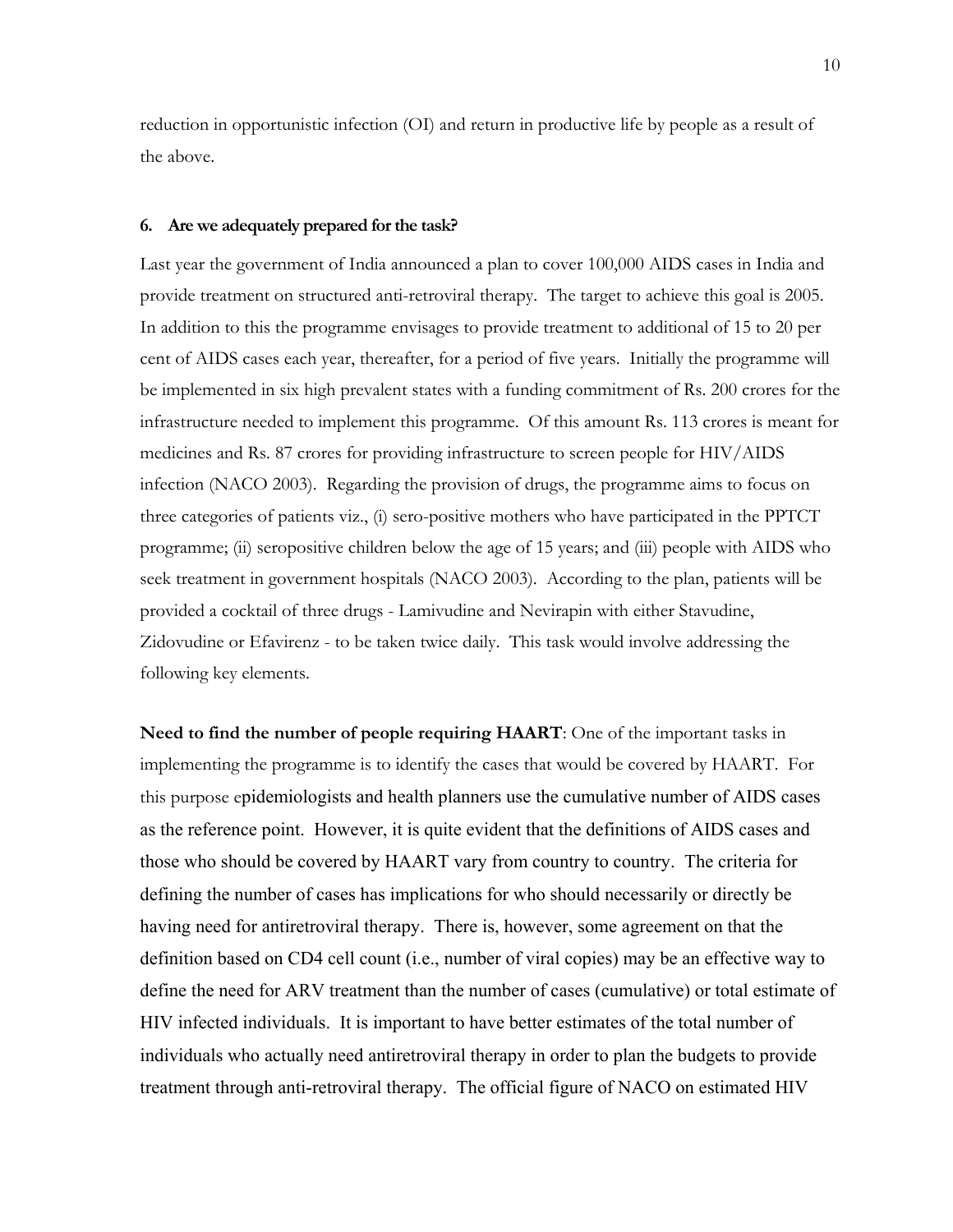reduction in opportunistic infection (OI) and return in productive life by people as a result of the above.

### 6. Are we adequately prepared for the task?

Last year the government of India announced a plan to cover 100,000 AIDS cases in India and provide treatment on structured anti-retroviral therapy. The target to achieve this goal is 2005. In addition to this the programme envisages to provide treatment to additional of 15 to 20 per cent of AIDS cases each year, thereafter, for a period of five years. Initially the programme will be implemented in six high prevalent states with a funding commitment of Rs. 200 crores for the infrastructure needed to implement this programme. Of this amount Rs. 113 crores is meant for medicines and Rs. 87 crores for providing infrastructure to screen people for HIV/AIDS infection (NACO 2003). Regarding the provision of drugs, the programme aims to focus on three categories of patients viz., (i) sero-positive mothers who have participated in the PPTCT programme; (ii) seropositive children below the age of 15 years; and (iii) people with AIDS who seek treatment in government hospitals (NACO 2003). According to the plan, patients will be provided a cocktail of three drugs - Lamivudine and Nevirapin with either Stavudine, Zidovudine or Efavirenz - to be taken twice daily. This task would involve addressing the following key elements.

**Need to find the number of people requiring HAART**: One of the important tasks in implementing the programme is to identify the cases that would be covered by HAART. For this purpose epidemiologists and health planners use the cumulative number of AIDS cases as the reference point. However, it is quite evident that the definitions of AIDS cases and those who should be covered by HAART vary from country to country. The criteria for defining the number of cases has implications for who should necessarily or directly be having need for antiretroviral therapy. There is, however, some agreement on that the definition based on CD4 cell count (i.e., number of viral copies) may be an effective way to define the need for ARV treatment than the number of cases (cumulative) or total estimate of HIV infected individuals. It is important to have better estimates of the total number of individuals who actually need antiretroviral therapy in order to plan the budgets to provide treatment through anti-retroviral therapy. The official figure of NACO on estimated HIV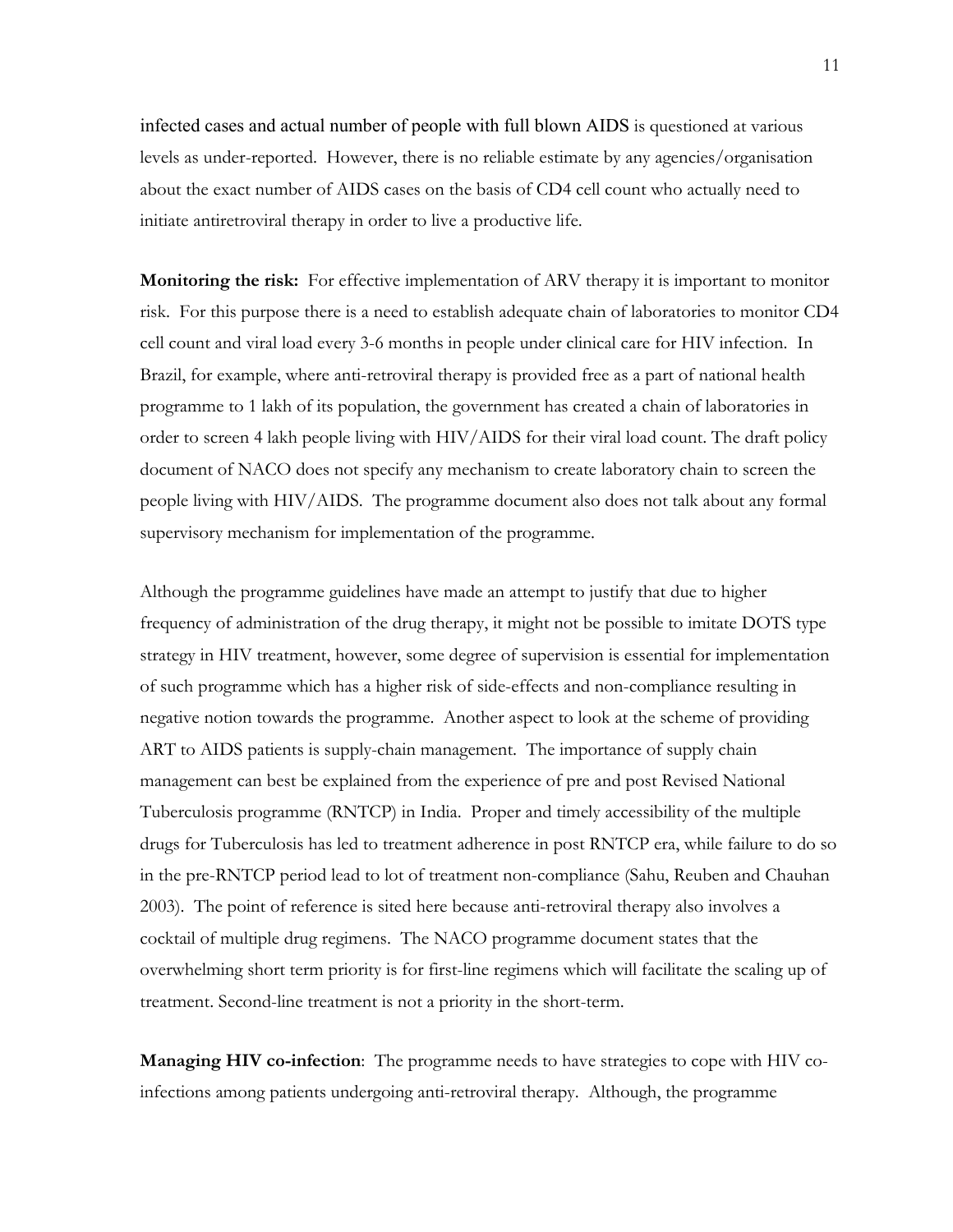infected cases and actual number of people with full blown AIDS is questioned at various levels as under-reported. However, there is no reliable estimate by any agencies/organisation about the exact number of AIDS cases on the basis of CD4 cell count who actually need to initiate antiretroviral therapy in order to live a productive life.

**Monitoring the risk:** For effective implementation of ARV therapy it is important to monitor risk. For this purpose there is a need to establish adequate chain of laboratories to monitor CD4 cell count and viral load every 3-6 months in people under clinical care for HIV infection. In Brazil, for example, where anti-retroviral therapy is provided free as a part of national health programme to 1 lakh of its population, the government has created a chain of laboratories in order to screen 4 lakh people living with HIV/AIDS for their viral load count. The draft policy document of NACO does not specify any mechanism to create laboratory chain to screen the people living with HIV/AIDS. The programme document also does not talk about any formal supervisory mechanism for implementation of the programme.

Although the programme guidelines have made an attempt to justify that due to higher frequency of administration of the drug therapy, it might not be possible to imitate DOTS type strategy in HIV treatment, however, some degree of supervision is essential for implementation of such programme which has a higher risk of side-effects and non-compliance resulting in negative notion towards the programme. Another aspect to look at the scheme of providing ART to AIDS patients is supply-chain management. The importance of supply chain management can best be explained from the experience of pre and post Revised National Tuberculosis programme (RNTCP) in India. Proper and timely accessibility of the multiple drugs for Tuberculosis has led to treatment adherence in post RNTCP era, while failure to do so in the pre-RNTCP period lead to lot of treatment non-compliance (Sahu, Reuben and Chauhan 2003). The point of reference is sited here because anti-retroviral therapy also involves a cocktail of multiple drug regimens. The NACO programme document states that the overwhelming short term priority is for first-line regimens which will facilitate the scaling up of treatment. Second-line treatment is not a priority in the short-term.

**Managing HIV co-infection**: The programme needs to have strategies to cope with HIV co-infections among patients undergoing anti-retroviral therapy. Although, the programme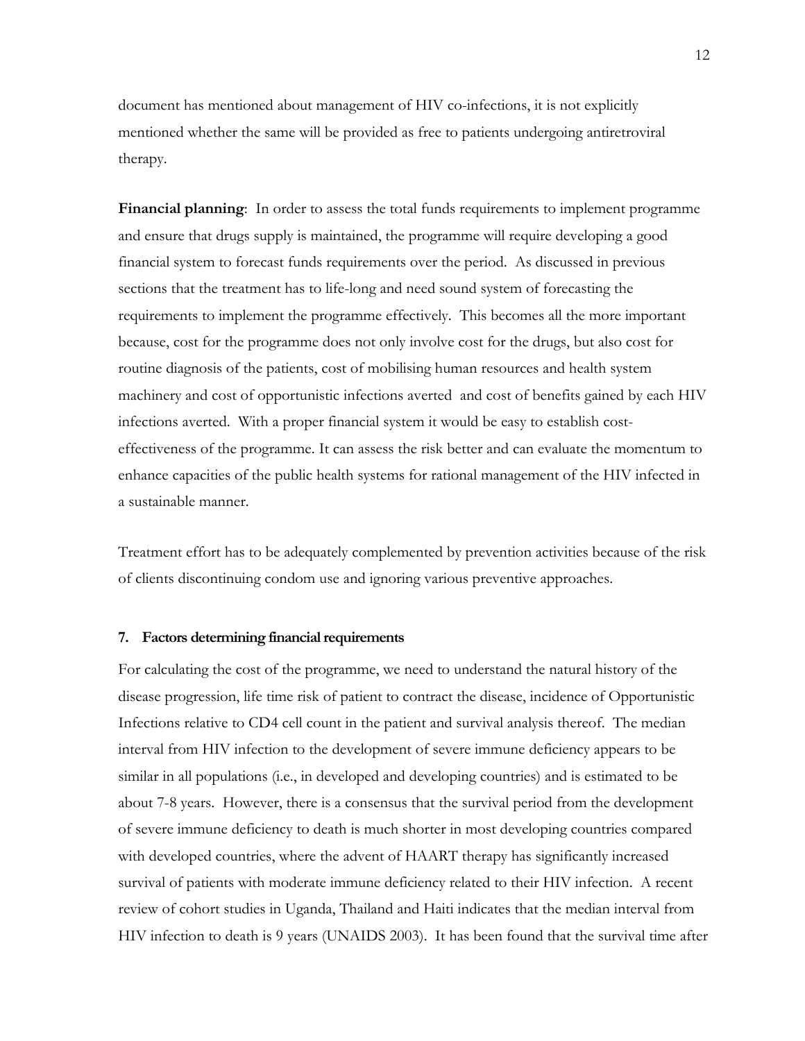document has mentioned about management of HIV co-infections, it is not explicitly mentioned whether the same will be provided as free to patients undergoing antiretroviral therapy.

**Financial planning**: In order to assess the total funds requirements to implement programme and ensure that drugs supply is maintained, the programme will require developing a good financial system to forecast funds requirements over the period. As discussed in previous sections that the treatment has to life-long and need sound system of forecasting the requirements to implement the programme effectively. This becomes all the more important because, cost for the programme does not only involve cost for the drugs, but also cost for routine diagnosis of the patients, cost of mobilising human resources and health system machinery and cost of opportunistic infections averted and cost of benefits gained by each HIV infections averted. With a proper financial system it would be easy to establish cost-effectiveness of the programme. It can assess the risk better and can evaluate the momentum to enhance capacities of the public health systems for rational management of the HIV infected in a sustainable manner.

Treatment effort has to be adequately complemented by prevention activities because of the risk of clients discontinuing condom use and ignoring various preventive approaches.

## 7. Factors determining financial requirements

For calculating the cost of the programme, we need to understand the natural history of the disease progression, life time risk of patient to contract the disease, incidence of Opportunistic Infections relative to CD4 cell count in the patient and survival analysis thereof. The median interval from HIV infection to the development of severe immune deficiency appears to be similar in all populations (i.e., in developed and developing countries) and is estimated to be about 7-8 years. However, there is a consensus that the survival period from the development of severe immune deficiency to death is much shorter in most developing countries compared with developed countries, where the advent of HAART therapy has significantly increased survival of patients with moderate immune deficiency related to their HIV infection. A recent review of cohort studies in Uganda, Thailand and Haiti indicates that the median interval from HIV infection to death is 9 years (UNAIDS 2003). It has been found that the survival time after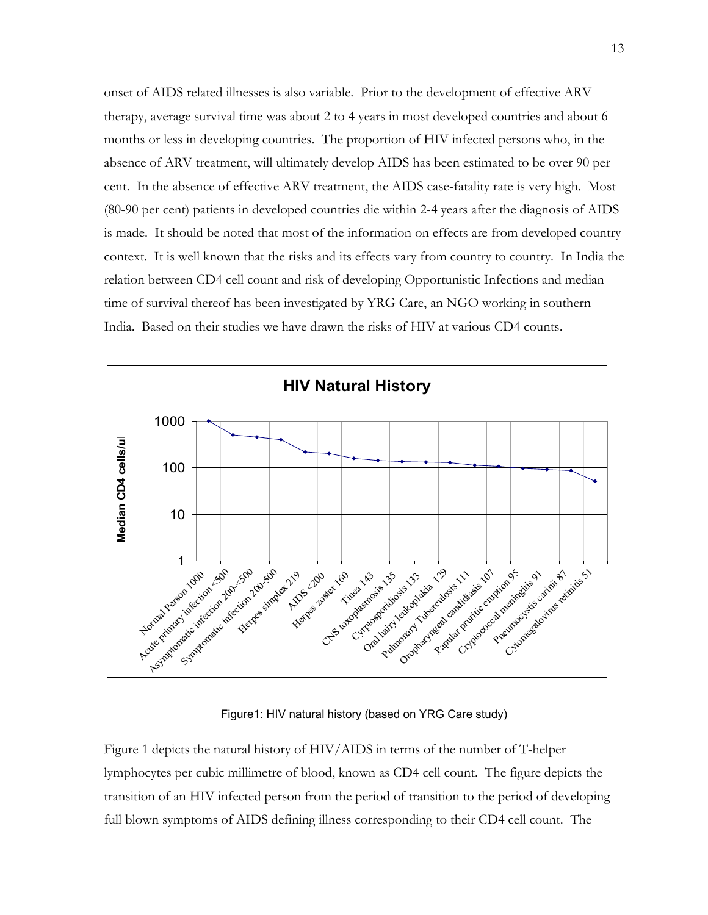onset of AIDS related illnesses is also variable. Prior to the development of effective ARV therapy, average survival time was about 2 to 4 years in most developed countries and about 6 months or less in developing countries. The proportion of HIV infected persons who, in the absence of ARV treatment, will ultimately develop AIDS has been estimated to be over 90 per cent. In the absence of effective ARV treatment, the AIDS case-fatality rate is very high. Most (80-90 per cent) patients in developed countries die within 2-4 years after the diagnosis of AIDS is made. It should be noted that most of the information on effects are from developed country context. It is well known that the risks and its effects vary from country to country. In India the relation between CD4 cell count and risk of developing Opportunistic Infections and median time of survival thereof has been investigated by YRG Care, an NGO working in southern India. Based on their studies we have drawn the risks of HIV at various CD4 counts.

Figure1: HIV natural history (based on YRG Care study)

Figure 1 depicts the natural history of HIV/AIDS in terms of the number of T-helper lymphocytes per cubic millimetre of blood, known as CD4 cell count. The figure depicts the transition of an HIV infected person from the period of transition to the period of developing full blown symptoms of AIDS defining illness corresponding to their CD4 cell count. The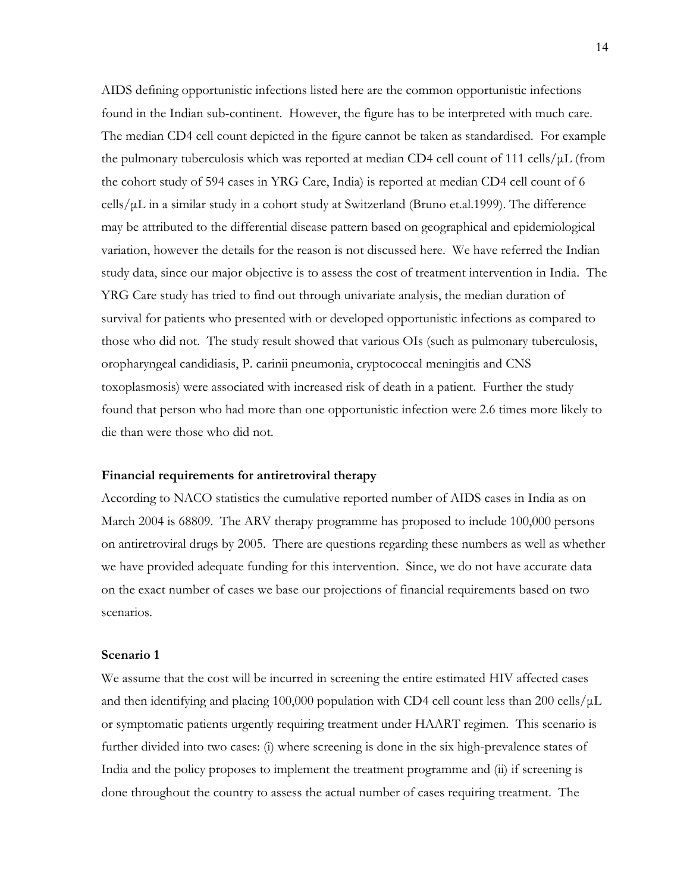AIDS defining opportunistic infections listed here are the common opportunistic infections found in the Indian sub-continent. However, the figure has to be interpreted with much care. The median CD4 cell count depicted in the figure cannot be taken as standardised. For example the pulmonary tuberculosis which was reported at median CD4 cell count of 111 cells/μL (from the cohort study of 594 cases in YRG Care, India) is reported at median CD4 cell count of 6 cells/μL in a similar study in a cohort study at Switzerland (Bruno et.al.1999). The difference may be attributed to the differential disease pattern based on geographical and epidemiological variation, however the details for the reason is not discussed here. We have referred the Indian study data, since our major objective is to assess the cost of treatment intervention in India. The YRG Care study has tried to find out through univariate analysis, the median duration of survival for patients who presented with or developed opportunistic infections as compared to those who did not. The study result showed that various OIs (such as pulmonary tuberculosis, oropharyngeal candidiasis, P. carinii pneumonia, cryptococcal meningitis and CNS toxoplasmosis) were associated with increased risk of death in a patient. Further the study found that person who had more than one opportunistic infection were 2.6 times more likely to die than were those who did not.

**Financial requirements for antiretroviral therapy**

According to NACO statistics the cumulative reported number of AIDS cases in India as on March 2004 is 68809. The ARV therapy programme has proposed to include 100,000 persons on antiretroviral drugs by 2005. There are questions regarding these numbers as well as whether we have provided adequate funding for this intervention. Since, we do not have accurate data on the exact number of cases we base our projections of financial requirements based on two scenarios.

**Scenario 1**

We assume that the cost will be incurred in screening the entire estimated HIV affected cases and then identifying and placing 100,000 population with CD4 cell count less than 200 cells/μL or symptomatic patients urgently requiring treatment under HAART regimen. This scenario is further divided into two cases: (i) where screening is done in the six high-prevalence states of India and the policy proposes to implement the treatment programme and (ii) if screening is done throughout the country to assess the actual number of cases requiring treatment. The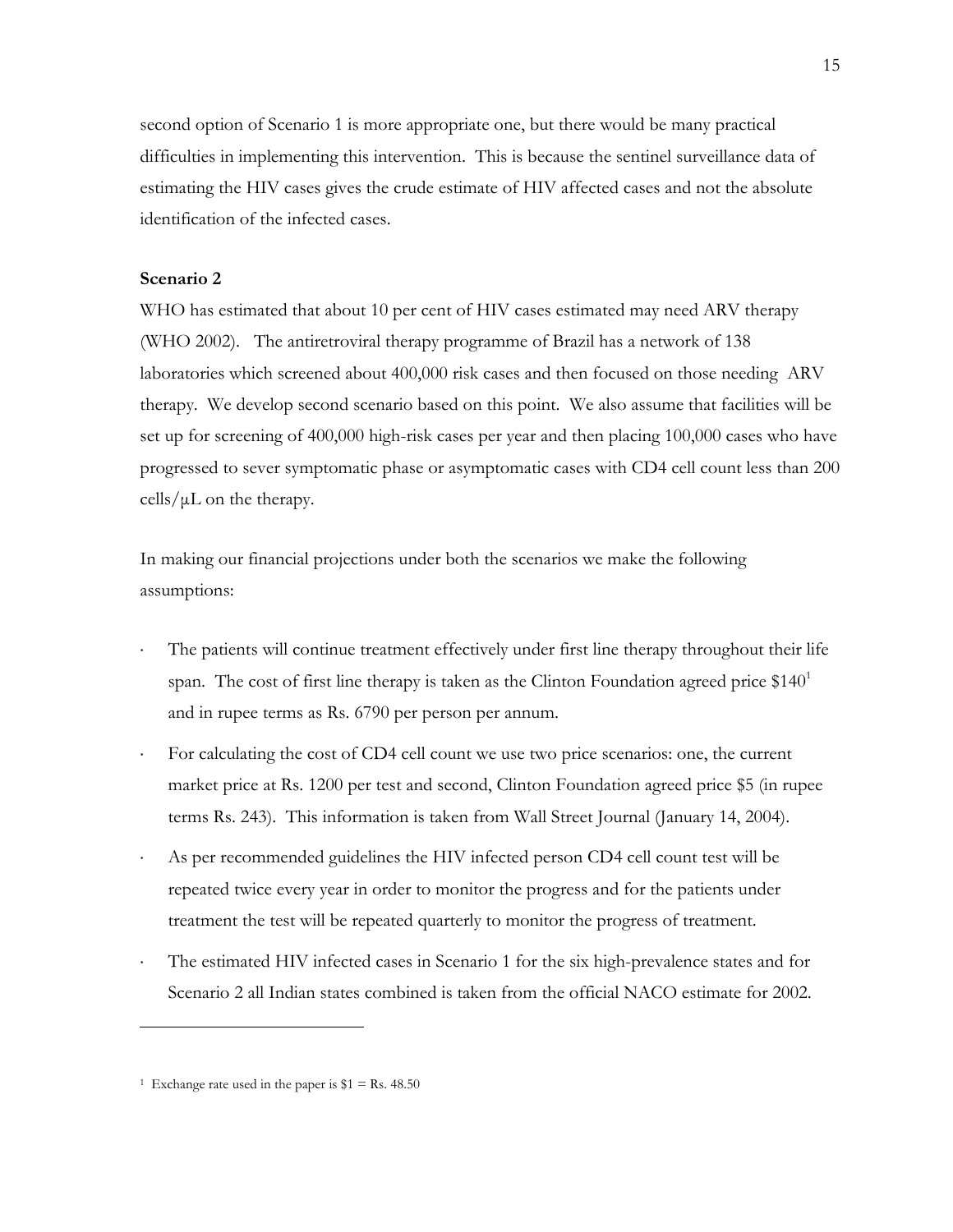second option of Scenario 1 is more appropriate one, but there would be many practical difficulties in implementing this intervention. This is because the sentinel surveillance data of estimating the HIV cases gives the crude estimate of HIV affected cases and not the absolute identification of the infected cases.

**Scenario 2**

WHO has estimated that about 10 per cent of HIV cases estimated may need ARV therapy (WHO 2002). The antiretroviral therapy programme of Brazil has a network of 138 laboratories which screened about 400,000 risk cases and then focused on those needing ARV therapy. We develop second scenario based on this point. We also assume that facilities will be set up for screening of 400,000 high-risk cases per year and then placing 100,000 cases who have progressed to sever symptomatic phase or asymptomatic cases with CD4 cell count less than 200 cells/μL on the therapy.

In making our financial projections under both the scenarios we make the following assumptions:

- The patients will continue treatment effectively under first line therapy throughout their life span. The cost of first line therapy is taken as the Clinton Foundation agreed price $140[1] and in rupee terms as Rs. 6790 per person per annum.
- For calculating the cost of CD4 cell count we use two price scenarios: one, the current market price at Rs. 1200 per test and second, Clinton Foundation agreed price $5 (in rupee terms Rs. 243). This information is taken from Wall Street Journal (January 14, 2004).
- As per recommended guidelines the HIV infected person CD4 cell count test will be repeated twice every year in order to monitor the progress and for the patients under treatment the test will be repeated quarterly to monitor the progress of treatment.
- The estimated HIV infected cases in Scenario 1 for the six high-prevalence states and for Scenario 2 all Indian states combined is taken from the official NACO estimate for 2002.

---

[1] Exchange rate used in the paper is $1 = Rs. 48.50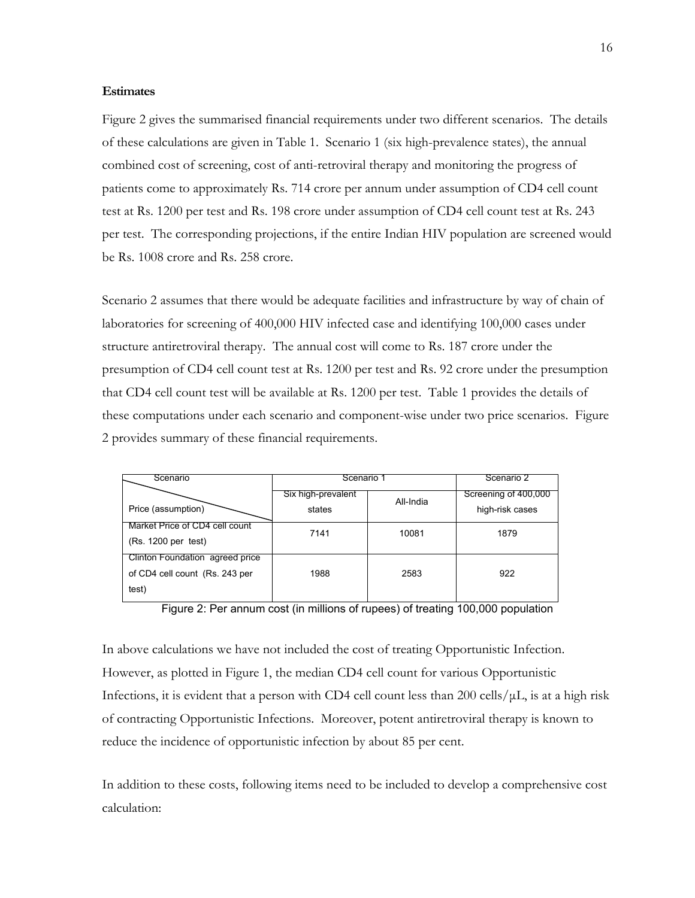**Estimates**

Figure 2 gives the summarised financial requirements under two different scenarios. The details of these calculations are given in Table 1. Scenario 1 (six high-prevalence states), the annual combined cost of screening, cost of anti-retroviral therapy and monitoring the progress of patients come to approximately Rs. 714 crore per annum under assumption of CD4 cell count test at Rs. 1200 per test and Rs. 198 crore under assumption of CD4 cell count test at Rs. 243 per test. The corresponding projections, if the entire Indian HIV population are screened would be Rs. 1008 crore and Rs. 258 crore.

Scenario 2 assumes that there would be adequate facilities and infrastructure by way of chain of laboratories for screening of 400,000 HIV infected case and identifying 100,000 cases under structure antiretroviral therapy. The annual cost will come to Rs. 187 crore under the presumption of CD4 cell count test at Rs. 1200 per test and Rs. 92 crore under the presumption that CD4 cell count test will be available at Rs. 1200 per test. Table 1 provides the details of these computations under each scenario and component-wise under two price scenarios. Figure 2 provides summary of these financial requirements.

| Scenario / Price (assumption) | Scenario 1 | | Scenario 2 |
|---|---|---|---|
| | Six high-prevalent states | All-India | Screening of 400,000 high-risk cases |
| Market Price of CD4 cell count (Rs. 1200 per test) | 7141 | 10081 | 1879 |
| Clinton Foundation agreed price of CD4 cell count (Rs. 243 per test) | 1988 | 2583 | 922 |

Figure 2: Per annum cost (in millions of rupees) of treating 100,000 population

In above calculations we have not included the cost of treating Opportunistic Infection. However, as plotted in Figure 1, the median CD4 cell count for various Opportunistic Infections, it is evident that a person with CD4 cell count less than 200 cells/µL, is at a high risk of contracting Opportunistic Infections. Moreover, potent antiretroviral therapy is known to reduce the incidence of opportunistic infection by about 85 per cent.

In addition to these costs, following items need to be included to develop a comprehensive cost calculation: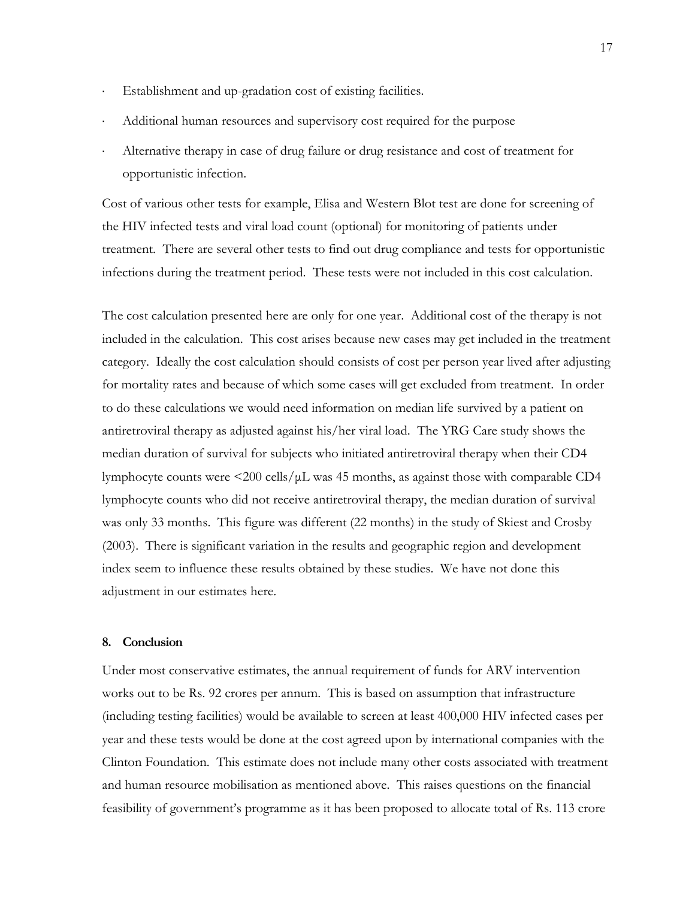- Establishment and up-gradation cost of existing facilities.
- Additional human resources and supervisory cost required for the purpose
- Alternative therapy in case of drug failure or drug resistance and cost of treatment for opportunistic infection.

Cost of various other tests for example, Elisa and Western Blot test are done for screening of the HIV infected tests and viral load count (optional) for monitoring of patients under treatment. There are several other tests to find out drug compliance and tests for opportunistic infections during the treatment period. These tests were not included in this cost calculation.

The cost calculation presented here are only for one year. Additional cost of the therapy is not included in the calculation. This cost arises because new cases may get included in the treatment category. Ideally the cost calculation should consists of cost per person year lived after adjusting for mortality rates and because of which some cases will get excluded from treatment. In order to do these calculations we would need information on median life survived by a patient on antiretroviral therapy as adjusted against his/her viral load. The YRG Care study shows the median duration of survival for subjects who initiated antiretroviral therapy when their CD4 lymphocyte counts were <200 cells/µL was 45 months, as against those with comparable CD4 lymphocyte counts who did not receive antiretroviral therapy, the median duration of survival was only 33 months. This figure was different (22 months) in the study of Skiest and Crosby (2003). There is significant variation in the results and geographic region and development index seem to influence these results obtained by these studies. We have not done this adjustment in our estimates here.

### 8. Conclusion

Under most conservative estimates, the annual requirement of funds for ARV intervention works out to be Rs. 92 crores per annum. This is based on assumption that infrastructure (including testing facilities) would be available to screen at least 400,000 HIV infected cases per year and these tests would be done at the cost agreed upon by international companies with the Clinton Foundation. This estimate does not include many other costs associated with treatment and human resource mobilisation as mentioned above. This raises questions on the financial feasibility of government's programme as it has been proposed to allocate total of Rs. 113 crore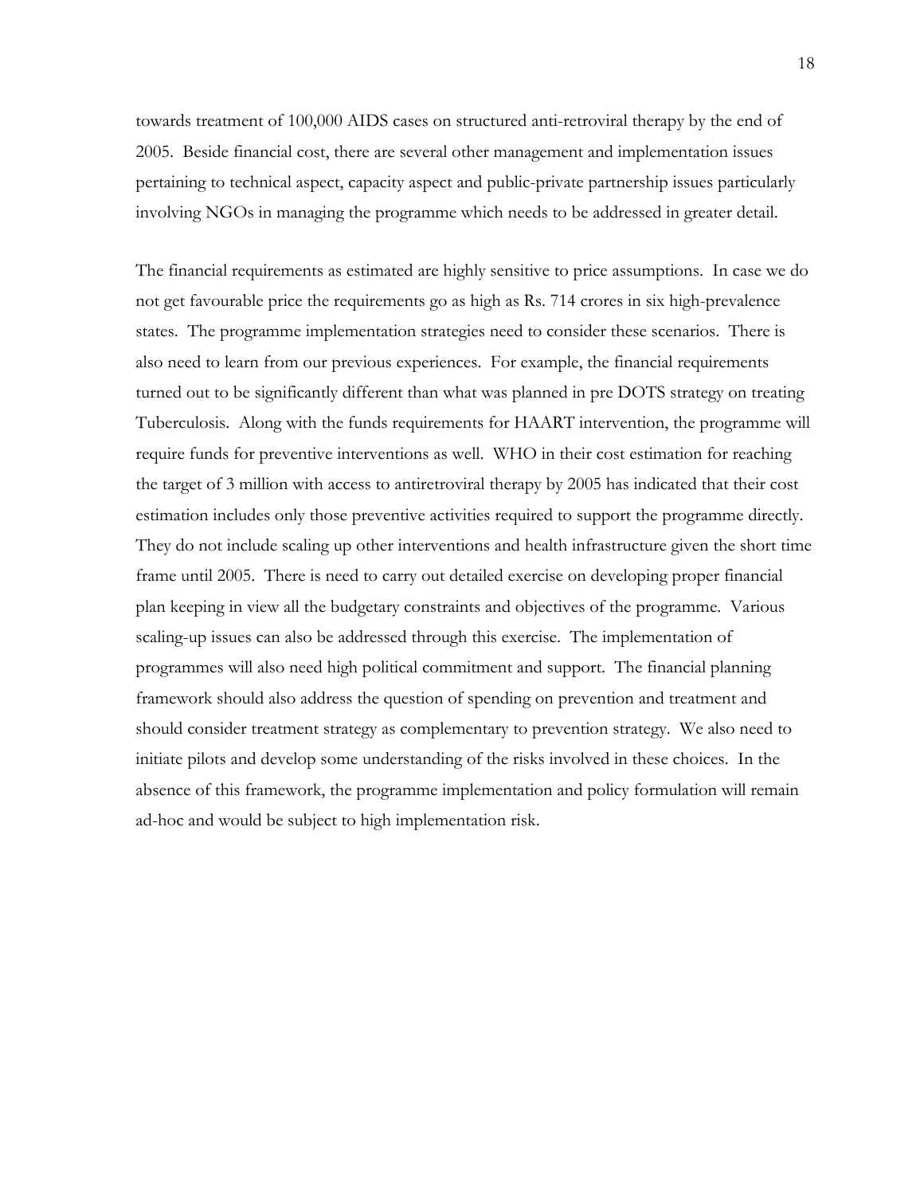towards treatment of 100,000 AIDS cases on structured anti-retroviral therapy by the end of 2005. Beside financial cost, there are several other management and implementation issues pertaining to technical aspect, capacity aspect and public-private partnership issues particularly involving NGOs in managing the programme which needs to be addressed in greater detail.

The financial requirements as estimated are highly sensitive to price assumptions. In case we do not get favourable price the requirements go as high as Rs. 714 crores in six high-prevalence states. The programme implementation strategies need to consider these scenarios. There is also need to learn from our previous experiences. For example, the financial requirements turned out to be significantly different than what was planned in pre DOTS strategy on treating Tuberculosis. Along with the funds requirements for HAART intervention, the programme will require funds for preventive interventions as well. WHO in their cost estimation for reaching the target of 3 million with access to antiretroviral therapy by 2005 has indicated that their cost estimation includes only those preventive activities required to support the programme directly. They do not include scaling up other interventions and health infrastructure given the short time frame until 2005. There is need to carry out detailed exercise on developing proper financial plan keeping in view all the budgetary constraints and objectives of the programme. Various scaling-up issues can also be addressed through this exercise. The implementation of programmes will also need high political commitment and support. The financial planning framework should also address the question of spending on prevention and treatment and should consider treatment strategy as complementary to prevention strategy. We also need to initiate pilots and develop some understanding of the risks involved in these choices. In the absence of this framework, the programme implementation and policy formulation will remain ad-hoc and would be subject to high implementation risk.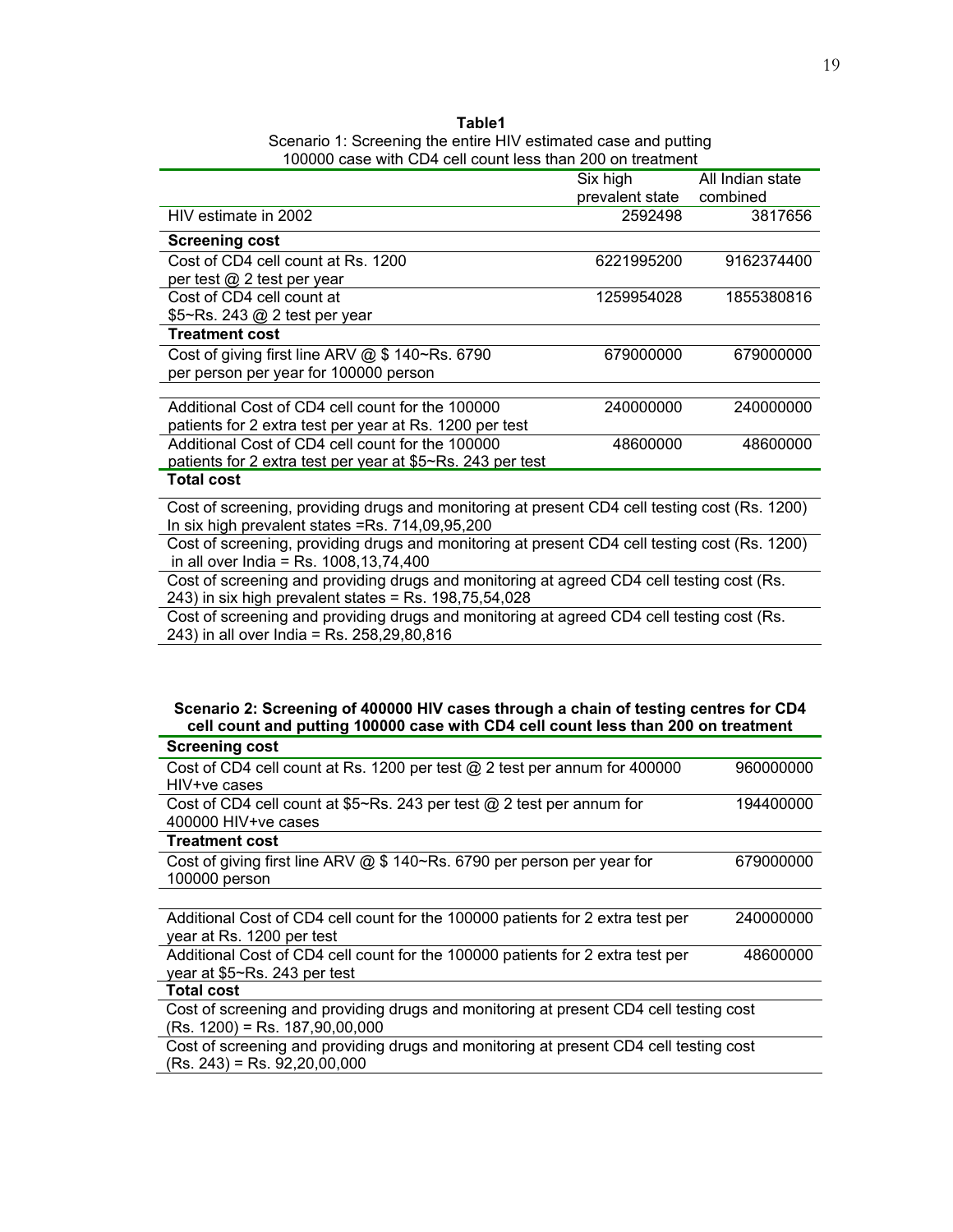**Table1**

Scenario 1: Screening the entire HIV estimated case and putting 100000 case with CD4 cell count less than 200 on treatment

| | Six high prevalent state | All Indian state combined |
|---|---|---|
| HIV estimate in 2002 | 2592498 | 3817656 |
| **Screening cost** | | |
| Cost of CD4 cell count at Rs. 1200 per test @ 2 test per year | 6221995200 | 9162374400 |
| Cost of CD4 cell count at $5~Rs. 243 @ 2 test per year | 1259954028 | 1855380816 |
| **Treatment cost** | | |
| Cost of giving first line ARV @ $ 140~Rs. 6790 per person per year for 100000 person | 679000000 | 679000000 |
| Additional Cost of CD4 cell count for the 100000 patients for 2 extra test per year at Rs. 1200 per test | 240000000 | 240000000 |
| Additional Cost of CD4 cell count for the 100000 patients for 2 extra test per year at $5~Rs. 243 per test | 48600000 | 48600000 |
| **Total cost** | | |
| Cost of screening, providing drugs and monitoring at present CD4 cell testing cost (Rs. 1200) In six high prevalent states =Rs. 714,09,95,200 | | |
| Cost of screening, providing drugs and monitoring at present CD4 cell testing cost (Rs. 1200) in all over India = Rs. 1008,13,74,400 | | |
| Cost of screening and providing drugs and monitoring at agreed CD4 cell testing cost (Rs. 243) in six high prevalent states = Rs. 198,75,54,028 | | |
| Cost of screening and providing drugs and monitoring at agreed CD4 cell testing cost (Rs. 243) in all over India = Rs. 258,29,80,816 | | |

**Scenario 2: Screening of 400000 HIV cases through a chain of testing centres for CD4 cell count and putting 100000 case with CD4 cell count less than 200 on treatment**

| | |
|---|---|
| **Screening cost** | |
| Cost of CD4 cell count at Rs. 1200 per test @ 2 test per annum for 400000 HIV+ve cases | 960000000 |
| Cost of CD4 cell count at $5~Rs. 243 per test @ 2 test per annum for 400000 HIV+ve cases | 194400000 |
| **Treatment cost** | |
| Cost of giving first line ARV @ $ 140~Rs. 6790 per person per year for 100000 person | 679000000 |
| Additional Cost of CD4 cell count for the 100000 patients for 2 extra test per year at Rs. 1200 per test | 240000000 |
| Additional Cost of CD4 cell count for the 100000 patients for 2 extra test per year at $5~Rs. 243 per test | 48600000 |
| **Total cost** | |
| Cost of screening and providing drugs and monitoring at present CD4 cell testing cost (Rs. 1200) = Rs. 187,90,00,000 | |
| Cost of screening and providing drugs and monitoring at present CD4 cell testing cost (Rs. 243) = Rs. 92,20,00,000 | |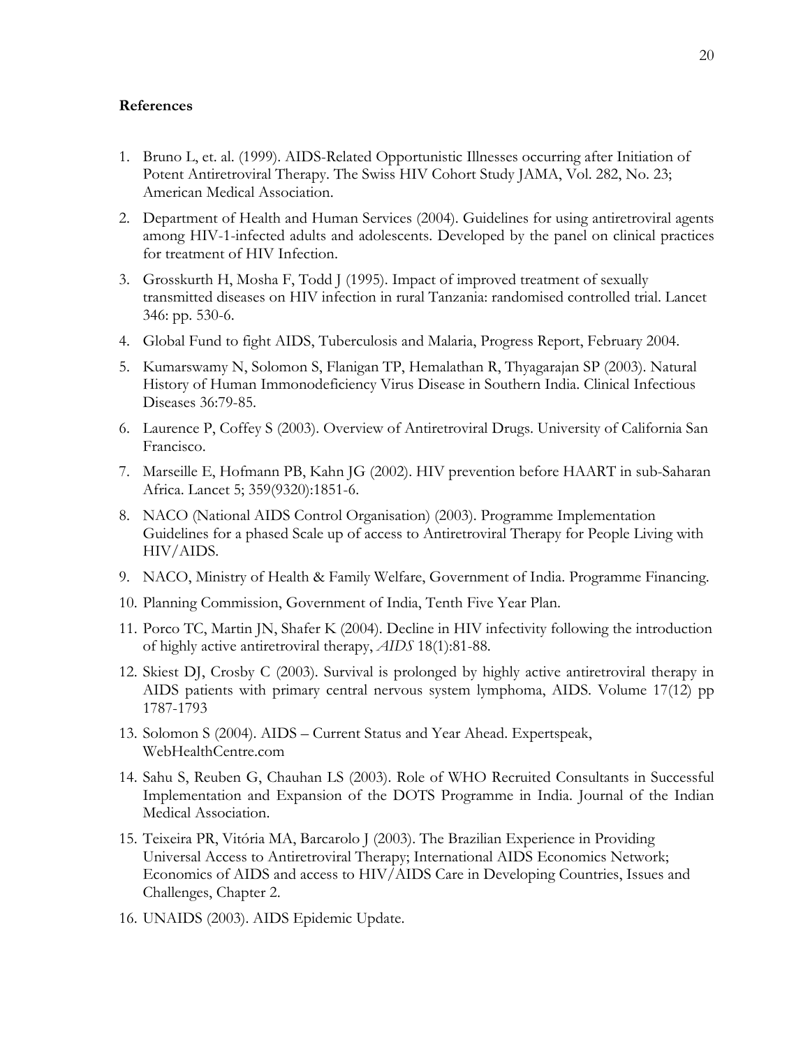## References

1. Bruno L, et. al. (1999). AIDS-Related Opportunistic Illnesses occurring after Initiation of Potent Antiretroviral Therapy. The Swiss HIV Cohort Study JAMA, Vol. 282, No. 23; American Medical Association.
2. Department of Health and Human Services (2004). Guidelines for using antiretroviral agents among HIV-1-infected adults and adolescents. Developed by the panel on clinical practices for treatment of HIV Infection.
3. Grosskurth H, Mosha F, Todd J (1995). Impact of improved treatment of sexually transmitted diseases on HIV infection in rural Tanzania: randomised controlled trial. Lancet 346: pp. 530-6.
4. Global Fund to fight AIDS, Tuberculosis and Malaria, Progress Report, February 2004.
5. Kumarswamy N, Solomon S, Flanigan TP, Hemalathan R, Thyagarajan SP (2003). Natural History of Human Immonodeficiency Virus Disease in Southern India. Clinical Infectious Diseases 36:79-85.
6. Laurence P, Coffey S (2003). Overview of Antiretroviral Drugs. University of California San Francisco.
7. Marseille E, Hofmann PB, Kahn JG (2002). HIV prevention before HAART in sub-Saharan Africa. Lancet 5; 359(9320):1851-6.
8. NACO (National AIDS Control Organisation) (2003). Programme Implementation Guidelines for a phased Scale up of access to Antiretroviral Therapy for People Living with HIV/AIDS.
9. NACO, Ministry of Health & Family Welfare, Government of India. Programme Financing.
10. Planning Commission, Government of India, Tenth Five Year Plan.
11. Porco TC, Martin JN, Shafer K (2004). Decline in HIV infectivity following the introduction of highly active antiretroviral therapy, *AIDS* 18(1):81-88.
12. Skiest DJ, Crosby C (2003). Survival is prolonged by highly active antiretroviral therapy in AIDS patients with primary central nervous system lymphoma, AIDS. Volume 17(12) pp 1787-1793
13. Solomon S (2004). AIDS – Current Status and Year Ahead. Expertspeak, WebHealthCentre.com
14. Sahu S, Reuben G, Chauhan LS (2003). Role of WHO Recruited Consultants in Successful Implementation and Expansion of the DOTS Programme in India. Journal of the Indian Medical Association.
15. Teixeira PR, Vitória MA, Barcarolo J (2003). The Brazilian Experience in Providing Universal Access to Antiretroviral Therapy; International AIDS Economics Network; Economics of AIDS and access to HIV/AIDS Care in Developing Countries, Issues and Challenges, Chapter 2.
16. UNAIDS (2003). AIDS Epidemic Update.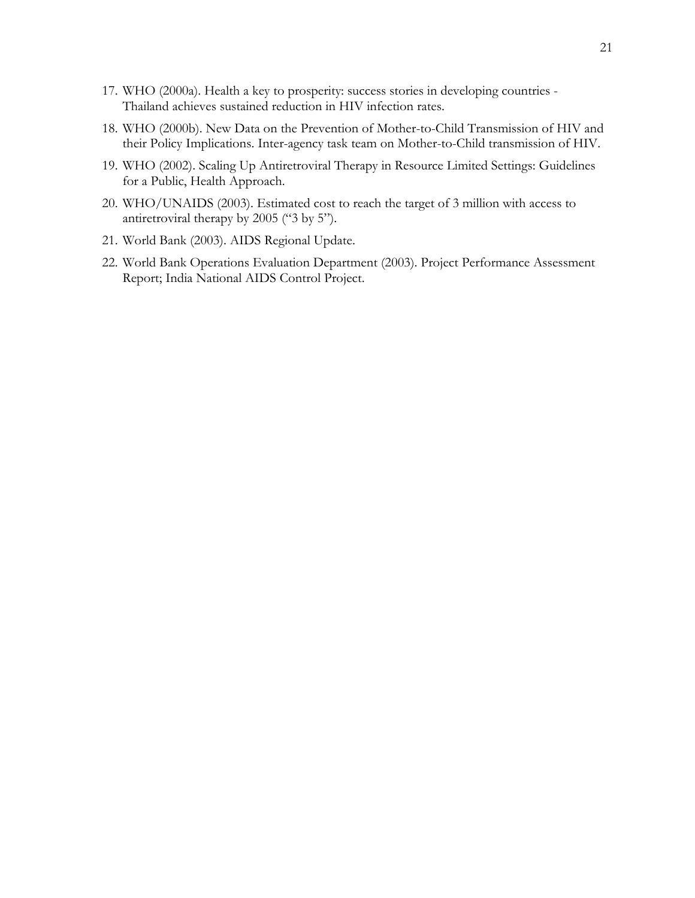17. WHO (2000a). Health a key to prosperity: success stories in developing countries - Thailand achieves sustained reduction in HIV infection rates.
18. WHO (2000b). New Data on the Prevention of Mother-to-Child Transmission of HIV and their Policy Implications. Inter-agency task team on Mother-to-Child transmission of HIV.
19. WHO (2002). Scaling Up Antiretroviral Therapy in Resource Limited Settings: Guidelines for a Public, Health Approach.
20. WHO/UNAIDS (2003). Estimated cost to reach the target of 3 million with access to antiretroviral therapy by 2005 ("3 by 5").
21. World Bank (2003). AIDS Regional Update.
22. World Bank Operations Evaluation Department (2003). Project Performance Assessment Report; India National AIDS Control Project.